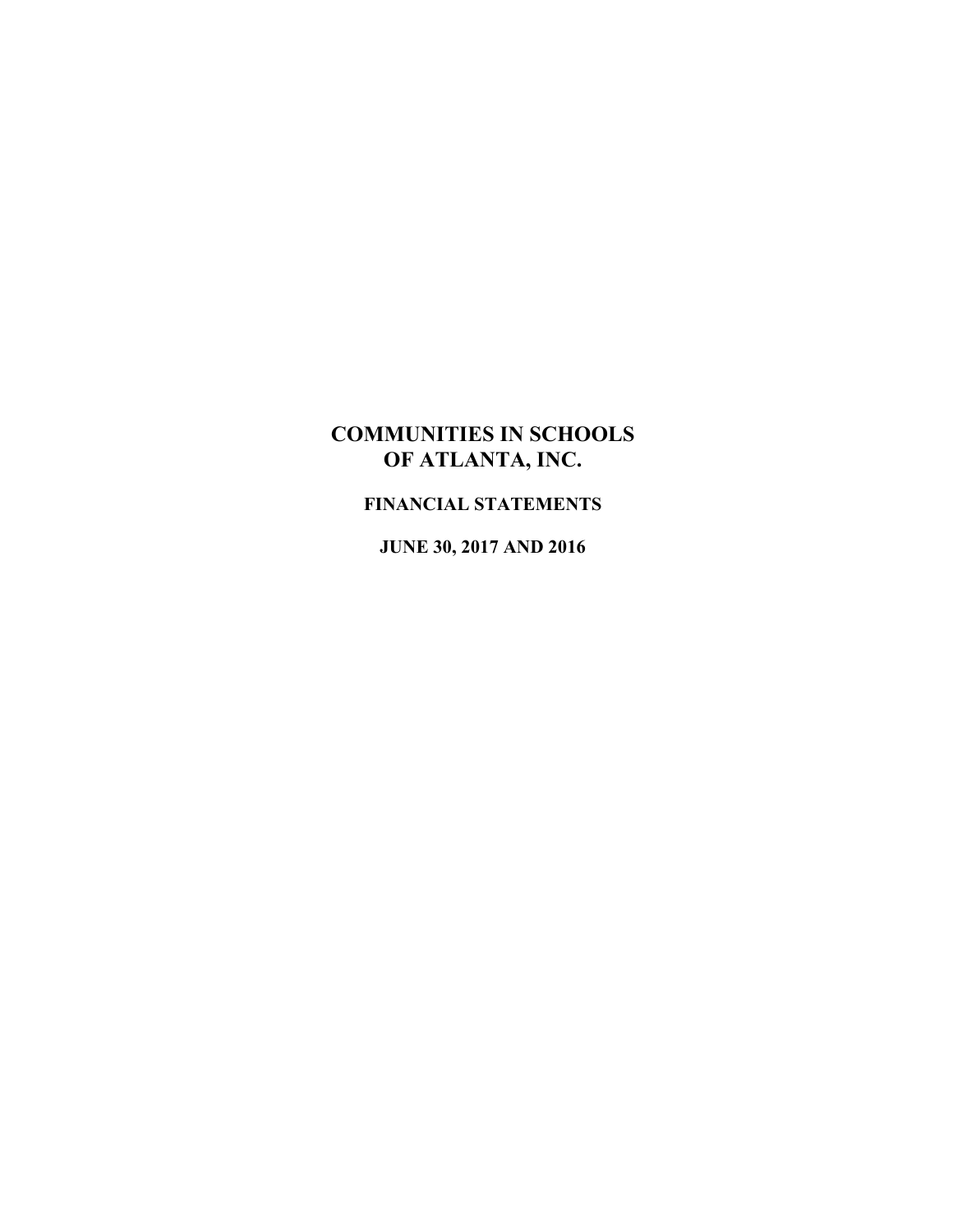# COMMUNITIES IN SCHOOLS OF ATLANTA, INC.

## FINANCIAL STATEMENTS

## JUNE 30, 2017 AND 2016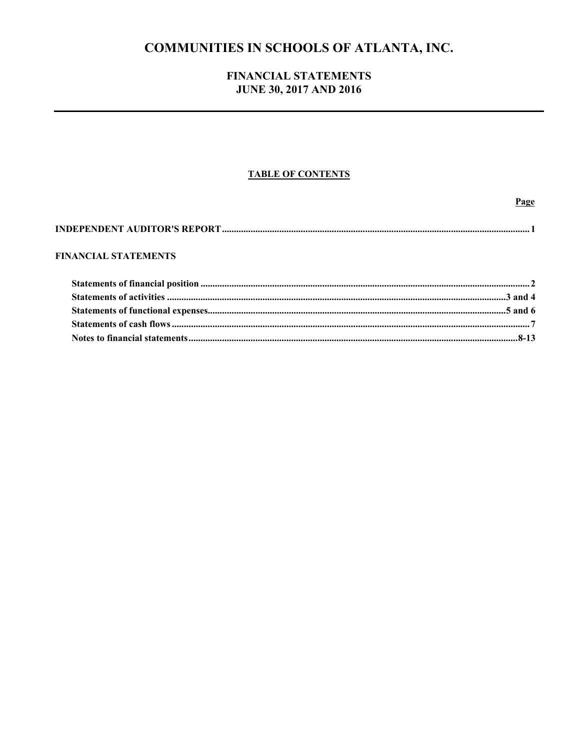# COMMUNITIES IN SCHOOLS OF ATLANTA, INC.

## FINANCIAL STATEMENTS
## JUNE 30, 2017 AND 2016

---

### TABLE OF CONTENTS

| | Page |
|---|---|
| **INDEPENDENT AUDITOR'S REPORT** | **1** |
| **FINANCIAL STATEMENTS** | |
| **Statements of financial position** | **2** |
| **Statements of activities** | **3 and 4** |
| **Statements of functional expenses** | **5 and 6** |
| **Statements of cash flows** | **7** |
| **Notes to financial statements** | **8-13** |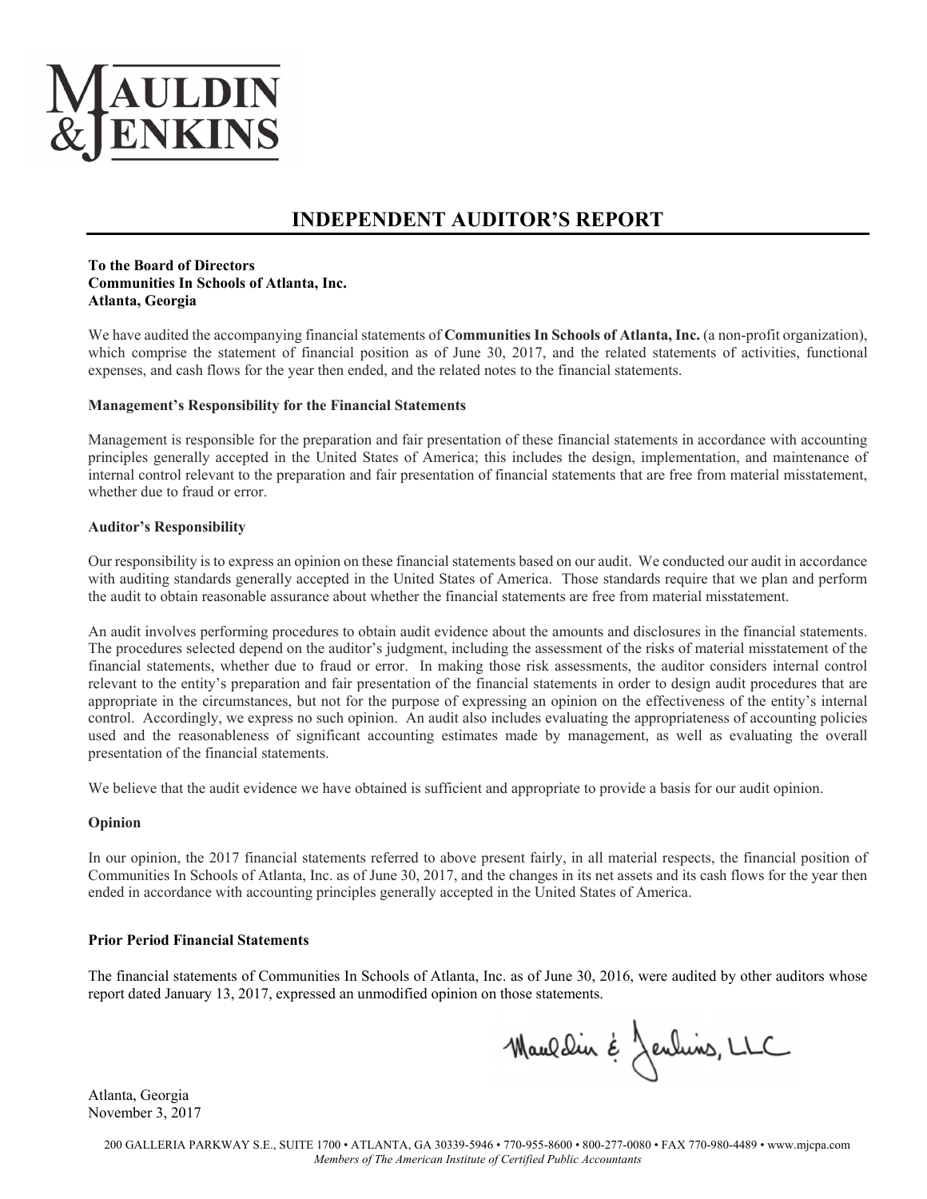# MAULDIN & JENKINS

## INDEPENDENT AUDITOR'S REPORT

**To the Board of Directors**
**Communities In Schools of Atlanta, Inc.**
**Atlanta, Georgia**

We have audited the accompanying financial statements of **Communities In Schools of Atlanta, Inc.** (a non-profit organization), which comprise the statement of financial position as of June 30, 2017, and the related statements of activities, functional expenses, and cash flows for the year then ended, and the related notes to the financial statements.

**Management's Responsibility for the Financial Statements**

Management is responsible for the preparation and fair presentation of these financial statements in accordance with accounting principles generally accepted in the United States of America; this includes the design, implementation, and maintenance of internal control relevant to the preparation and fair presentation of financial statements that are free from material misstatement, whether due to fraud or error.

**Auditor's Responsibility**

Our responsibility is to express an opinion on these financial statements based on our audit. We conducted our audit in accordance with auditing standards generally accepted in the United States of America. Those standards require that we plan and perform the audit to obtain reasonable assurance about whether the financial statements are free from material misstatement.

An audit involves performing procedures to obtain audit evidence about the amounts and disclosures in the financial statements. The procedures selected depend on the auditor's judgment, including the assessment of the risks of material misstatement of the financial statements, whether due to fraud or error. In making those risk assessments, the auditor considers internal control relevant to the entity's preparation and fair presentation of the financial statements in order to design audit procedures that are appropriate in the circumstances, but not for the purpose of expressing an opinion on the effectiveness of the entity's internal control. Accordingly, we express no such opinion. An audit also includes evaluating the appropriateness of accounting policies used and the reasonableness of significant accounting estimates made by management, as well as evaluating the overall presentation of the financial statements.

We believe that the audit evidence we have obtained is sufficient and appropriate to provide a basis for our audit opinion.

**Opinion**

In our opinion, the 2017 financial statements referred to above present fairly, in all material respects, the financial position of Communities In Schools of Atlanta, Inc. as of June 30, 2017, and the changes in its net assets and its cash flows for the year then ended in accordance with accounting principles generally accepted in the United States of America.

**Prior Period Financial Statements**

The financial statements of Communities In Schools of Atlanta, Inc. as of June 30, 2016, were audited by other auditors whose report dated January 13, 2017, expressed an unmodified opinion on those statements.

Mauldin & Jenkins, LLC

Atlanta, Georgia
November 3, 2017

200 GALLERIA PARKWAY S.E., SUITE 1700 • ATLANTA, GA 30339-5946 • 770-955-8600 • 800-277-0080 • FAX 770-980-4489 • www.mjcpa.com
*Members of The American Institute of Certified Public Accountants*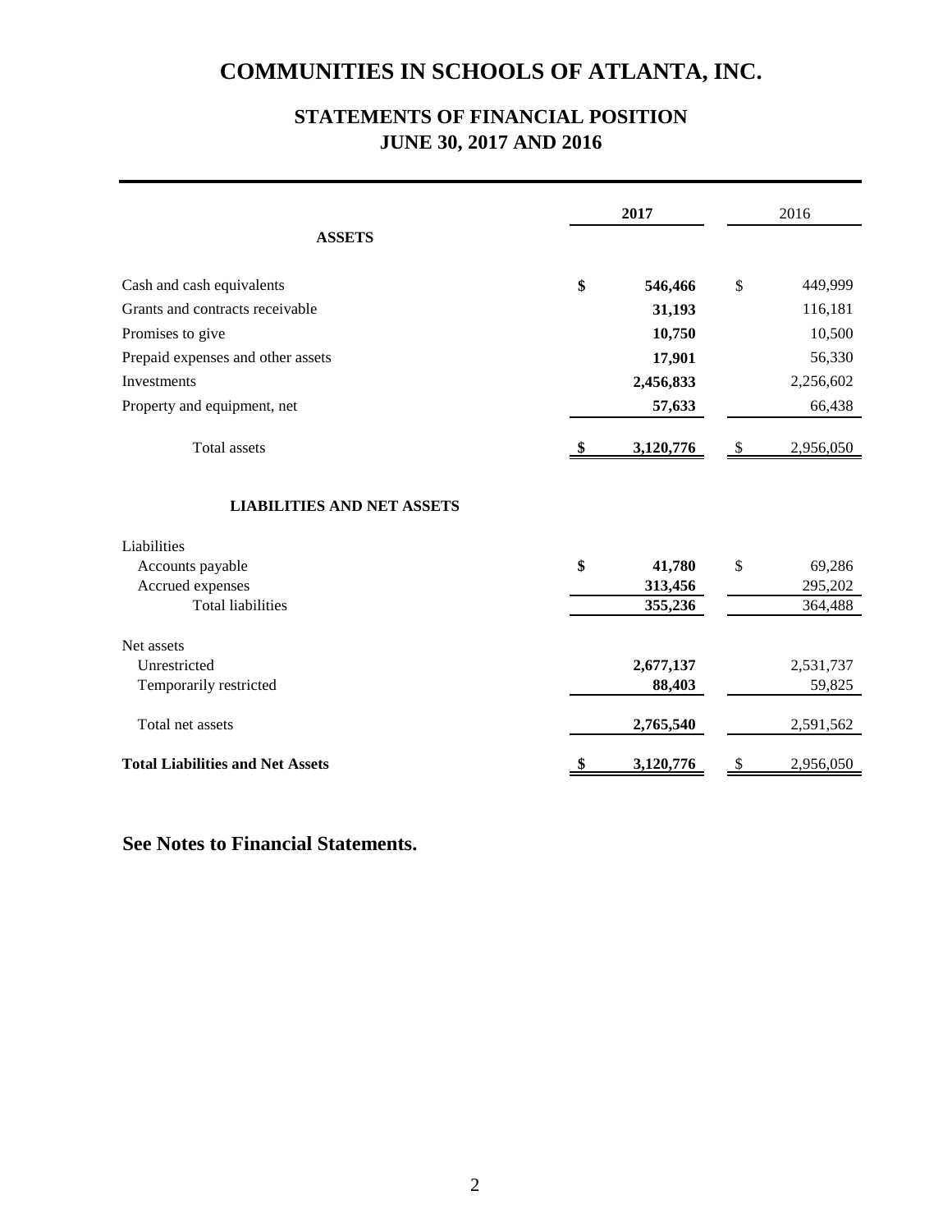# COMMUNITIES IN SCHOOLS OF ATLANTA, INC.

## STATEMENTS OF FINANCIAL POSITION
## JUNE 30, 2017 AND 2016

| | **2017** | 2016 |
|---|---|---|
| **ASSETS** | | |
| Cash and cash equivalents | **$ 546,466** | $ 449,999 |
| Grants and contracts receivable | **31,193** | 116,181 |
| Promises to give | **10,750** | 10,500 |
| Prepaid expenses and other assets | **17,901** | 56,330 |
| Investments | **2,456,833** | 2,256,602 |
| Property and equipment, net | **57,633** | 66,438 |
| Total assets | **$ 3,120,776** | $ 2,956,050 |
| **LIABILITIES AND NET ASSETS** | | |
| Liabilities | | |
| Accounts payable | **$ 41,780** | $ 69,286 |
| Accrued expenses | **313,456** | 295,202 |
| Total liabilities | **355,236** | 364,488 |
| Net assets | | |
| Unrestricted | **2,677,137** | 2,531,737 |
| Temporarily restricted | **88,403** | 59,825 |
| Total net assets | **2,765,540** | 2,591,562 |
| **Total Liabilities and Net Assets** | **$ 3,120,776** | $ 2,956,050 |

**See Notes to Financial Statements.**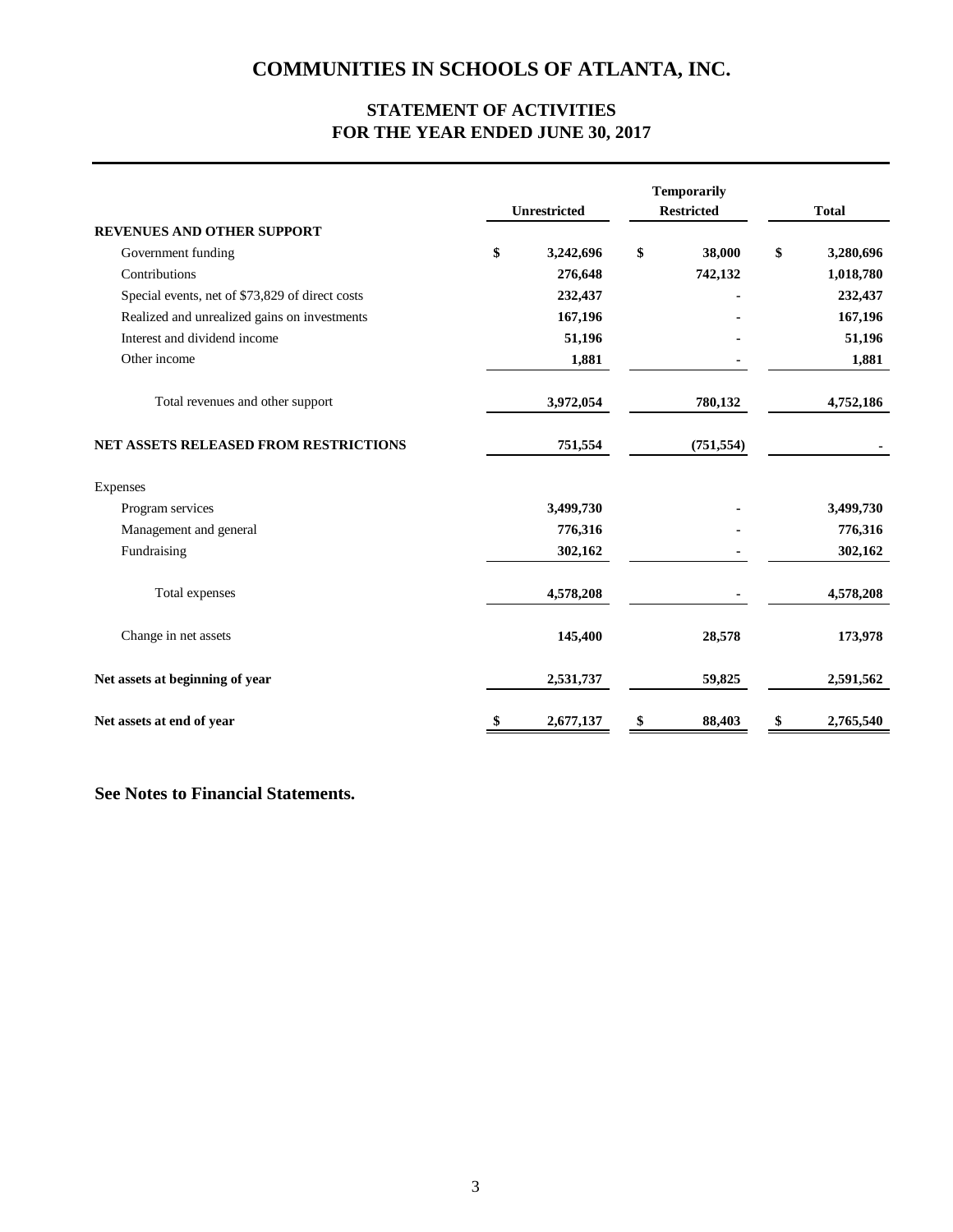# COMMUNITIES IN SCHOOLS OF ATLANTA, INC.

## STATEMENT OF ACTIVITIES
## FOR THE YEAR ENDED JUNE 30, 2017

| | Unrestricted | Temporarily Restricted | Total |
|---|---|---|---|
| **REVENUES AND OTHER SUPPORT** | | | |
| Government funding | $ 3,242,696 | $ 38,000 | $ 3,280,696 |
| Contributions | 276,648 | 742,132 | 1,018,780 |
| Special events, net of $73,829 of direct costs | 232,437 | - | 232,437 |
| Realized and unrealized gains on investments | 167,196 | - | 167,196 |
| Interest and dividend income | 51,196 | - | 51,196 |
| Other income | 1,881 | - | 1,881 |
| Total revenues and other support | 3,972,054 | 780,132 | 4,752,186 |
| **NET ASSETS RELEASED FROM RESTRICTIONS** | 751,554 | (751,554) | - |
| Expenses | | | |
| Program services | 3,499,730 | - | 3,499,730 |
| Management and general | 776,316 | - | 776,316 |
| Fundraising | 302,162 | - | 302,162 |
| Total expenses | 4,578,208 | - | 4,578,208 |
| Change in net assets | 145,400 | 28,578 | 173,978 |
| **Net assets at beginning of year** | 2,531,737 | 59,825 | 2,591,562 |
| **Net assets at end of year** | $ 2,677,137 | $ 88,403 | $ 2,765,540 |

**See Notes to Financial Statements.**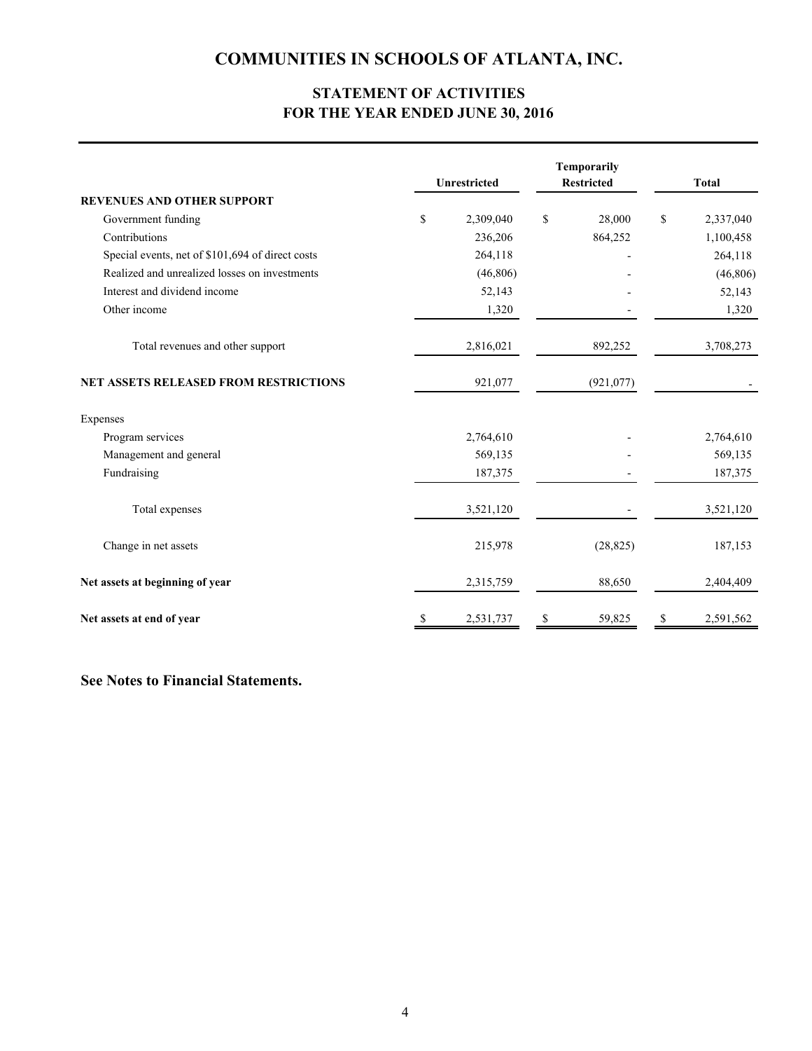# COMMUNITIES IN SCHOOLS OF ATLANTA, INC.

## STATEMENT OF ACTIVITIES
## FOR THE YEAR ENDED JUNE 30, 2016

| | Unrestricted | Temporarily Restricted | Total |
|---|---|---|---|
| **REVENUES AND OTHER SUPPORT** | | | |
| Government funding | $ 2,309,040 | $ 28,000 | $ 2,337,040 |
| Contributions | 236,206 | 864,252 | 1,100,458 |
| Special events, net of $101,694 of direct costs | 264,118 | - | 264,118 |
| Realized and unrealized losses on investments | (46,806) | - | (46,806) |
| Interest and dividend income | 52,143 | - | 52,143 |
| Other income | 1,320 | - | 1,320 |
| Total revenues and other support | 2,816,021 | 892,252 | 3,708,273 |
| **NET ASSETS RELEASED FROM RESTRICTIONS** | 921,077 | (921,077) | - |
| Expenses | | | |
| Program services | 2,764,610 | - | 2,764,610 |
| Management and general | 569,135 | - | 569,135 |
| Fundraising | 187,375 | - | 187,375 |
| Total expenses | 3,521,120 | - | 3,521,120 |
| Change in net assets | 215,978 | (28,825) | 187,153 |
| **Net assets at beginning of year** | 2,315,759 | 88,650 | 2,404,409 |
| **Net assets at end of year** | $ 2,531,737 | $ 59,825 | $ 2,591,562 |

**See Notes to Financial Statements.**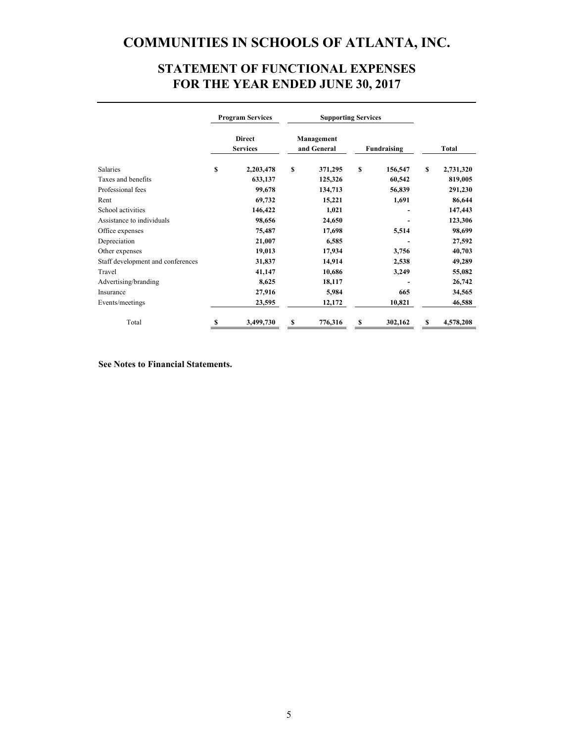# COMMUNITIES IN SCHOOLS OF ATLANTA, INC.

## STATEMENT OF FUNCTIONAL EXPENSES
## FOR THE YEAR ENDED JUNE 30, 2017

| | Program Services | Supporting Services | | |
|---|---|---|---|---|
| | Direct Services | Management and General | Fundraising | Total |
| Salaries | $ 2,203,478 | $ 371,295 | $ 156,547 | $ 2,731,320 |
| Taxes and benefits | 633,137 | 125,326 | 60,542 | 819,005 |
| Professional fees | 99,678 | 134,713 | 56,839 | 291,230 |
| Rent | 69,732 | 15,221 | 1,691 | 86,644 |
| School activities | 146,422 | 1,021 | - | 147,443 |
| Assistance to individuals | 98,656 | 24,650 | - | 123,306 |
| Office expenses | 75,487 | 17,698 | 5,514 | 98,699 |
| Depreciation | 21,007 | 6,585 | - | 27,592 |
| Other expenses | 19,013 | 17,934 | 3,756 | 40,703 |
| Staff development and conferences | 31,837 | 14,914 | 2,538 | 49,289 |
| Travel | 41,147 | 10,686 | 3,249 | 55,082 |
| Advertising/branding | 8,625 | 18,117 | - | 26,742 |
| Insurance | 27,916 | 5,984 | 665 | 34,565 |
| Events/meetings | 23,595 | 12,172 | 10,821 | 46,588 |
| Total | $ 3,499,730 | $ 776,316 | $ 302,162 | $ 4,578,208 |

**See Notes to Financial Statements.**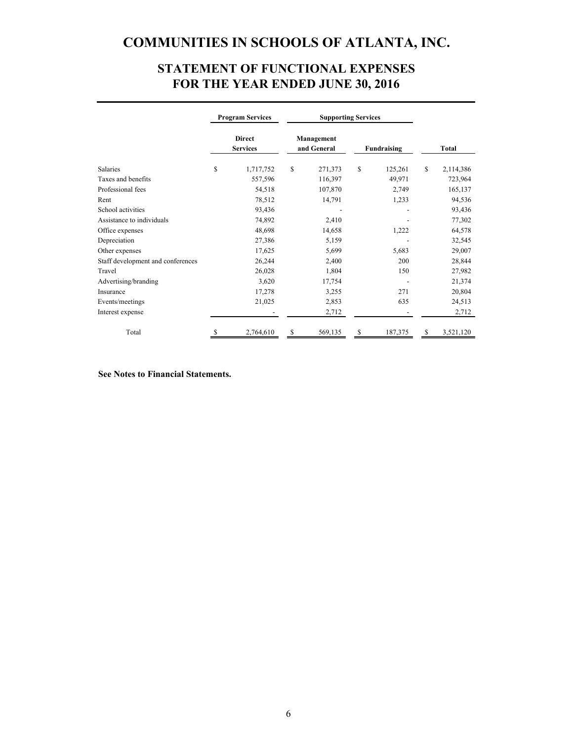# COMMUNITIES IN SCHOOLS OF ATLANTA, INC.

## STATEMENT OF FUNCTIONAL EXPENSES
## FOR THE YEAR ENDED JUNE 30, 2016

| | Program Services | Supporting Services | | |
|---|---|---|---|---|
| | Direct Services | Management and General | Fundraising | Total |
| Salaries | $ 1,717,752 | $ 271,373 | $ 125,261 | $ 2,114,386 |
| Taxes and benefits | 557,596 | 116,397 | 49,971 | 723,964 |
| Professional fees | 54,518 | 107,870 | 2,749 | 165,137 |
| Rent | 78,512 | 14,791 | 1,233 | 94,536 |
| School activities | 93,436 | - | - | 93,436 |
| Assistance to individuals | 74,892 | 2,410 | - | 77,302 |
| Office expenses | 48,698 | 14,658 | 1,222 | 64,578 |
| Depreciation | 27,386 | 5,159 | - | 32,545 |
| Other expenses | 17,625 | 5,699 | 5,683 | 29,007 |
| Staff development and conferences | 26,244 | 2,400 | 200 | 28,844 |
| Travel | 26,028 | 1,804 | 150 | 27,982 |
| Advertising/branding | 3,620 | 17,754 | - | 21,374 |
| Insurance | 17,278 | 3,255 | 271 | 20,804 |
| Events/meetings | 21,025 | 2,853 | 635 | 24,513 |
| Interest expense | - | 2,712 | - | 2,712 |
| Total | $ 2,764,610 | $ 569,135 | $ 187,375 | $ 3,521,120 |

**See Notes to Financial Statements.**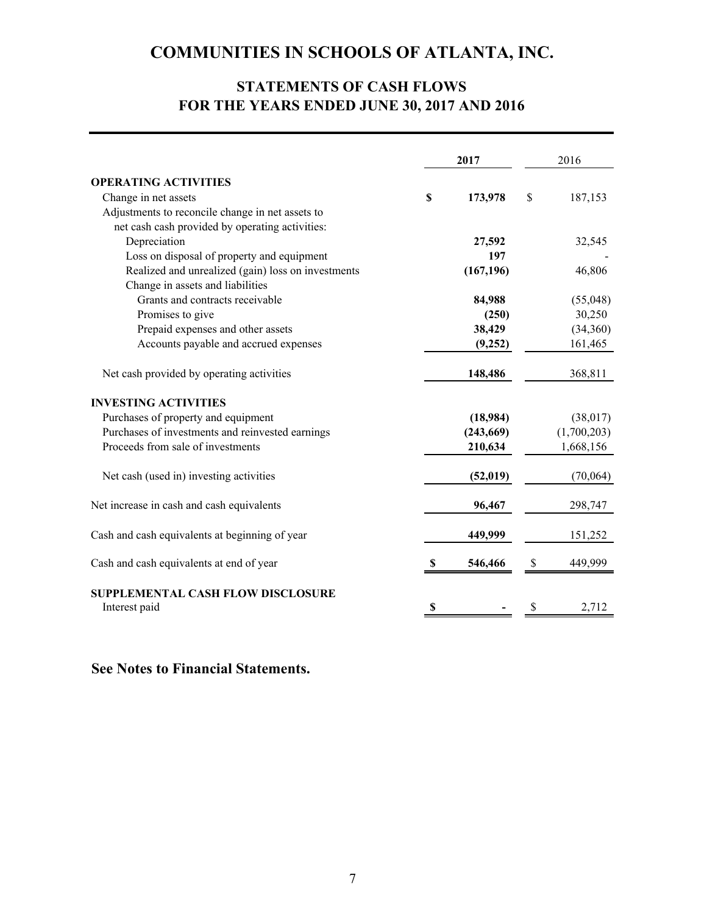# COMMUNITIES IN SCHOOLS OF ATLANTA, INC.

## STATEMENTS OF CASH FLOWS
## FOR THE YEARS ENDED JUNE 30, 2017 AND 2016

| | **2017** | 2016 |
|---|---|---|
| **OPERATING ACTIVITIES** | | |
| Change in net assets | **$ 173,978** | $ 187,153 |
| Adjustments to reconcile change in net assets to net cash cash provided by operating activities: | | |
| Depreciation | **27,592** | 32,545 |
| Loss on disposal of property and equipment | **197** | - |
| Realized and unrealized (gain) loss on investments | **(167,196)** | 46,806 |
| Change in assets and liabilities | | |
| Grants and contracts receivable | **84,988** | (55,048) |
| Promises to give | **(250)** | 30,250 |
| Prepaid expenses and other assets | **38,429** | (34,360) |
| Accounts payable and accrued expenses | **(9,252)** | 161,465 |
| Net cash provided by operating activities | **148,486** | 368,811 |
| **INVESTING ACTIVITIES** | | |
| Purchases of property and equipment | **(18,984)** | (38,017) |
| Purchases of investments and reinvested earnings | **(243,669)** | (1,700,203) |
| Proceeds from sale of investments | **210,634** | 1,668,156 |
| Net cash (used in) investing activities | **(52,019)** | (70,064) |
| Net increase in cash and cash equivalents | **96,467** | 298,747 |
| Cash and cash equivalents at beginning of year | **449,999** | 151,252 |
| Cash and cash equivalents at end of year | **$ 546,466** | $ 449,999 |
| **SUPPLEMENTAL CASH FLOW DISCLOSURE** | | |
| Interest paid | **$ -** | $ 2,712 |

**See Notes to Financial Statements.**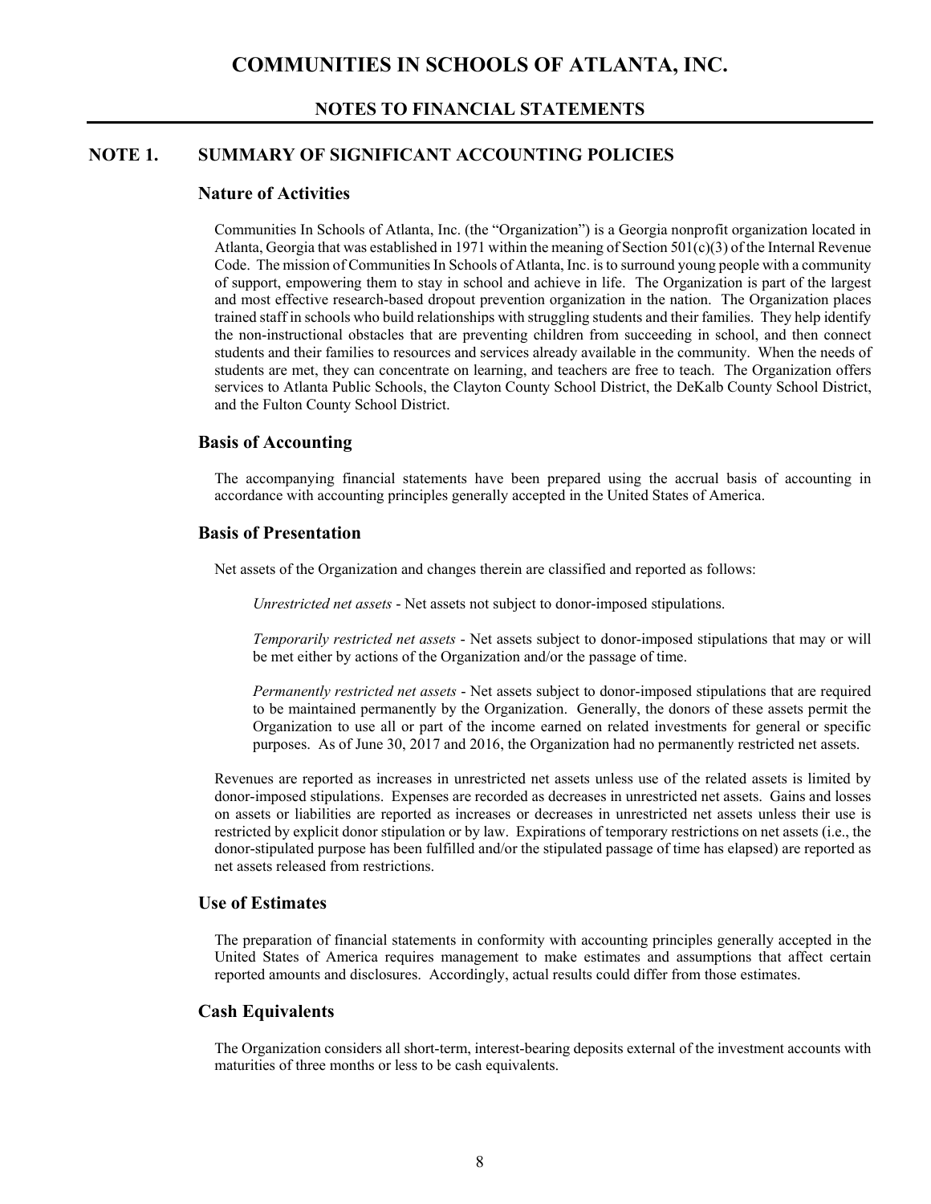# COMMUNITIES IN SCHOOLS OF ATLANTA, INC.

## NOTES TO FINANCIAL STATEMENTS

## NOTE 1. SUMMARY OF SIGNIFICANT ACCOUNTING POLICIES

### Nature of Activities

Communities In Schools of Atlanta, Inc. (the "Organization") is a Georgia nonprofit organization located in Atlanta, Georgia that was established in 1971 within the meaning of Section 501(c)(3) of the Internal Revenue Code. The mission of Communities In Schools of Atlanta, Inc. is to surround young people with a community of support, empowering them to stay in school and achieve in life. The Organization is part of the largest and most effective research-based dropout prevention organization in the nation. The Organization places trained staff in schools who build relationships with struggling students and their families. They help identify the non-instructional obstacles that are preventing children from succeeding in school, and then connect students and their families to resources and services already available in the community. When the needs of students are met, they can concentrate on learning, and teachers are free to teach. The Organization offers services to Atlanta Public Schools, the Clayton County School District, the DeKalb County School District, and the Fulton County School District.

### Basis of Accounting

The accompanying financial statements have been prepared using the accrual basis of accounting in accordance with accounting principles generally accepted in the United States of America.

### Basis of Presentation

Net assets of the Organization and changes therein are classified and reported as follows:

*Unrestricted net assets* - Net assets not subject to donor-imposed stipulations.

*Temporarily restricted net assets* - Net assets subject to donor-imposed stipulations that may or will be met either by actions of the Organization and/or the passage of time.

*Permanently restricted net assets* - Net assets subject to donor-imposed stipulations that are required to be maintained permanently by the Organization. Generally, the donors of these assets permit the Organization to use all or part of the income earned on related investments for general or specific purposes. As of June 30, 2017 and 2016, the Organization had no permanently restricted net assets.

Revenues are reported as increases in unrestricted net assets unless use of the related assets is limited by donor-imposed stipulations. Expenses are recorded as decreases in unrestricted net assets. Gains and losses on assets or liabilities are reported as increases or decreases in unrestricted net assets unless their use is restricted by explicit donor stipulation or by law. Expirations of temporary restrictions on net assets (i.e., the donor-stipulated purpose has been fulfilled and/or the stipulated passage of time has elapsed) are reported as net assets released from restrictions.

### Use of Estimates

The preparation of financial statements in conformity with accounting principles generally accepted in the United States of America requires management to make estimates and assumptions that affect certain reported amounts and disclosures. Accordingly, actual results could differ from those estimates.

### Cash Equivalents

The Organization considers all short-term, interest-bearing deposits external of the investment accounts with maturities of three months or less to be cash equivalents.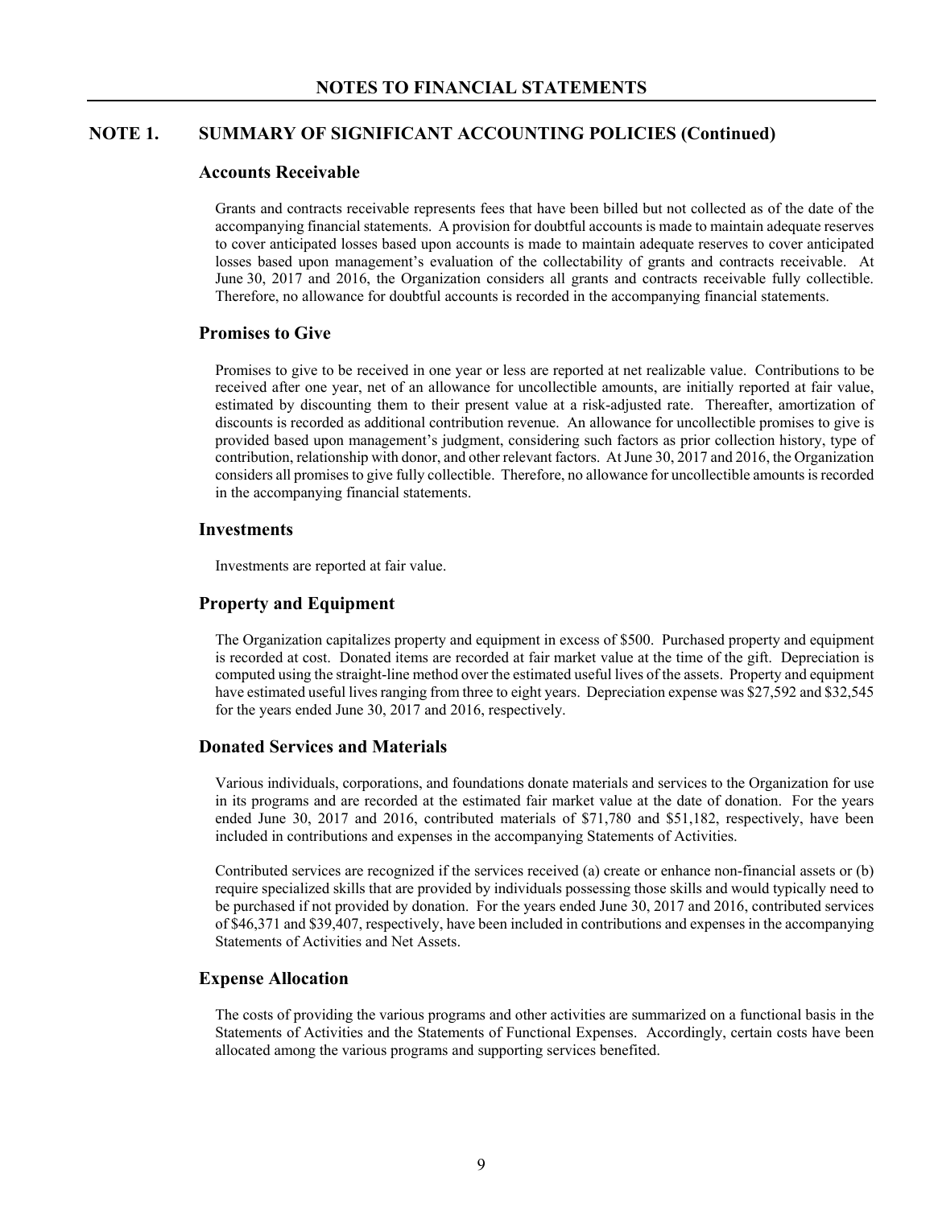## NOTES TO FINANCIAL STATEMENTS

## NOTE 1. SUMMARY OF SIGNIFICANT ACCOUNTING POLICIES (Continued)

### Accounts Receivable

Grants and contracts receivable represents fees that have been billed but not collected as of the date of the accompanying financial statements. A provision for doubtful accounts is made to maintain adequate reserves to cover anticipated losses based upon accounts is made to maintain adequate reserves to cover anticipated losses based upon management's evaluation of the collectability of grants and contracts receivable. At June 30, 2017 and 2016, the Organization considers all grants and contracts receivable fully collectible. Therefore, no allowance for doubtful accounts is recorded in the accompanying financial statements.

### Promises to Give

Promises to give to be received in one year or less are reported at net realizable value. Contributions to be received after one year, net of an allowance for uncollectible amounts, are initially reported at fair value, estimated by discounting them to their present value at a risk-adjusted rate. Thereafter, amortization of discounts is recorded as additional contribution revenue. An allowance for uncollectible promises to give is provided based upon management's judgment, considering such factors as prior collection history, type of contribution, relationship with donor, and other relevant factors. At June 30, 2017 and 2016, the Organization considers all promises to give fully collectible. Therefore, no allowance for uncollectible amounts is recorded in the accompanying financial statements.

### Investments

Investments are reported at fair value.

### Property and Equipment

The Organization capitalizes property and equipment in excess of $500. Purchased property and equipment is recorded at cost. Donated items are recorded at fair market value at the time of the gift. Depreciation is computed using the straight-line method over the estimated useful lives of the assets. Property and equipment have estimated useful lives ranging from three to eight years. Depreciation expense was $27,592 and $32,545 for the years ended June 30, 2017 and 2016, respectively.

### Donated Services and Materials

Various individuals, corporations, and foundations donate materials and services to the Organization for use in its programs and are recorded at the estimated fair market value at the date of donation. For the years ended June 30, 2017 and 2016, contributed materials of $71,780 and $51,182, respectively, have been included in contributions and expenses in the accompanying Statements of Activities.

Contributed services are recognized if the services received (a) create or enhance non-financial assets or (b) require specialized skills that are provided by individuals possessing those skills and would typically need to be purchased if not provided by donation. For the years ended June 30, 2017 and 2016, contributed services of $46,371 and $39,407, respectively, have been included in contributions and expenses in the accompanying Statements of Activities and Net Assets.

### Expense Allocation

The costs of providing the various programs and other activities are summarized on a functional basis in the Statements of Activities and the Statements of Functional Expenses. Accordingly, certain costs have been allocated among the various programs and supporting services benefited.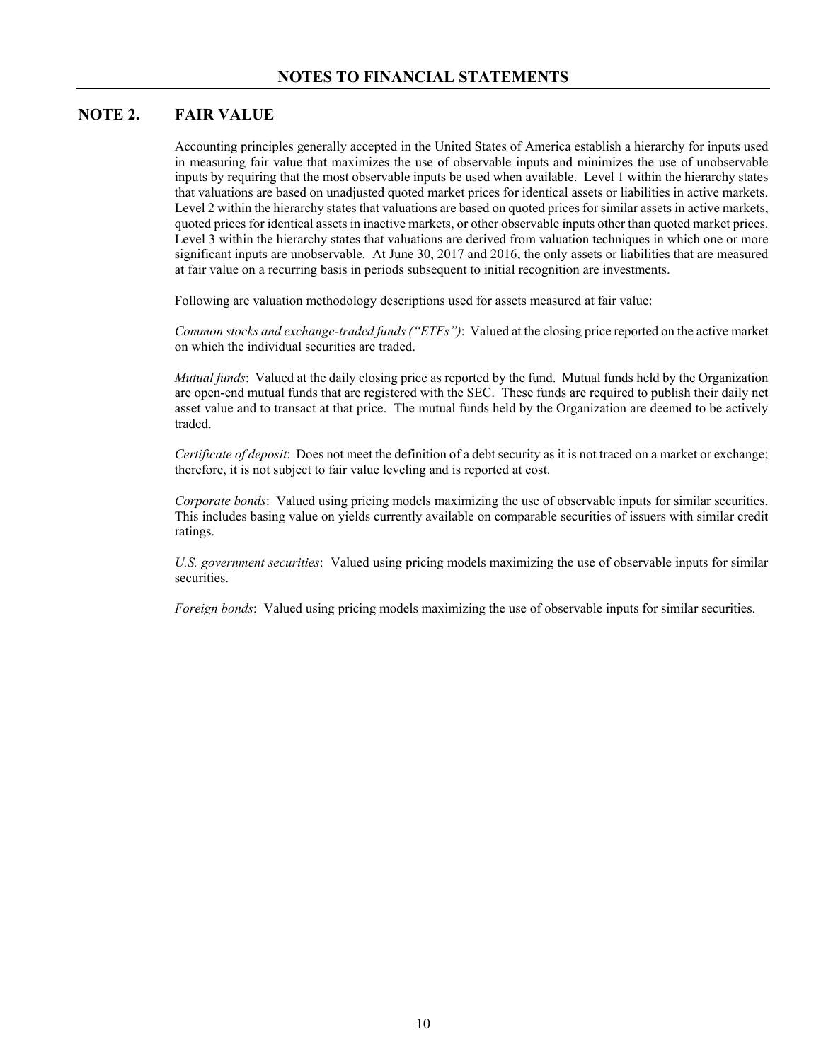# NOTES TO FINANCIAL STATEMENTS

## NOTE 2. FAIR VALUE

Accounting principles generally accepted in the United States of America establish a hierarchy for inputs used in measuring fair value that maximizes the use of observable inputs and minimizes the use of unobservable inputs by requiring that the most observable inputs be used when available. Level 1 within the hierarchy states that valuations are based on unadjusted quoted market prices for identical assets or liabilities in active markets. Level 2 within the hierarchy states that valuations are based on quoted prices for similar assets in active markets, quoted prices for identical assets in inactive markets, or other observable inputs other than quoted market prices. Level 3 within the hierarchy states that valuations are derived from valuation techniques in which one or more significant inputs are unobservable. At June 30, 2017 and 2016, the only assets or liabilities that are measured at fair value on a recurring basis in periods subsequent to initial recognition are investments.

Following are valuation methodology descriptions used for assets measured at fair value:

*Common stocks and exchange-traded funds ("ETFs")*: Valued at the closing price reported on the active market on which the individual securities are traded.

*Mutual funds*: Valued at the daily closing price as reported by the fund. Mutual funds held by the Organization are open-end mutual funds that are registered with the SEC. These funds are required to publish their daily net asset value and to transact at that price. The mutual funds held by the Organization are deemed to be actively traded.

*Certificate of deposit*: Does not meet the definition of a debt security as it is not traced on a market or exchange; therefore, it is not subject to fair value leveling and is reported at cost.

*Corporate bonds*: Valued using pricing models maximizing the use of observable inputs for similar securities. This includes basing value on yields currently available on comparable securities of issuers with similar credit ratings.

*U.S. government securities*: Valued using pricing models maximizing the use of observable inputs for similar securities.

*Foreign bonds*: Valued using pricing models maximizing the use of observable inputs for similar securities.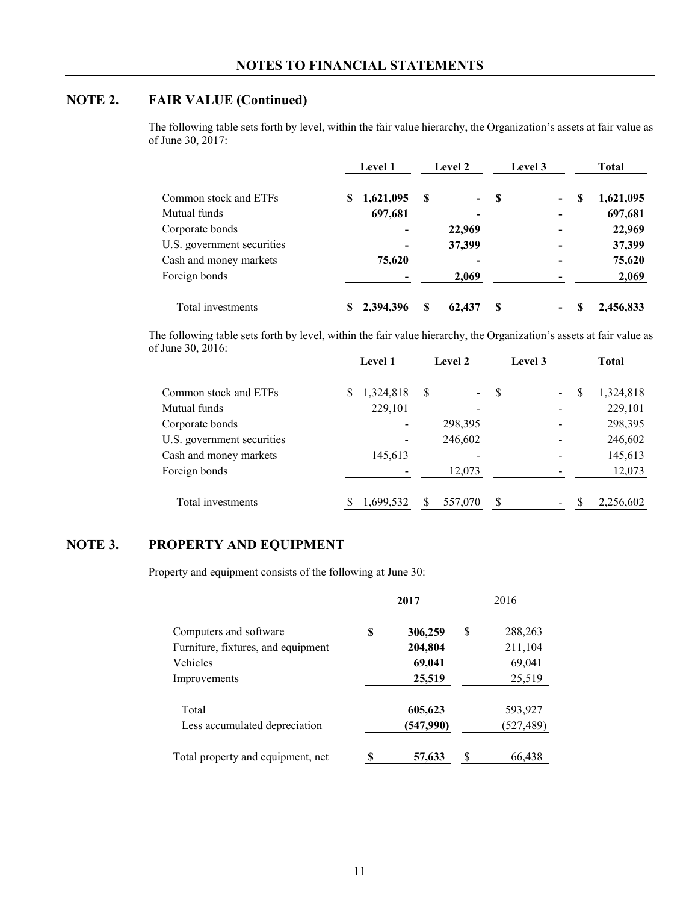# NOTES TO FINANCIAL STATEMENTS

## NOTE 2. FAIR VALUE (Continued)

The following table sets forth by level, within the fair value hierarchy, the Organization's assets at fair value as of June 30, 2017:

| | Level 1 | Level 2 | Level 3 | Total |
|---|---|---|---|---|
| Common stock and ETFs | $ 1,621,095 | $ - | $ - | $ 1,621,095 |
| Mutual funds | 697,681 | - | - | 697,681 |
| Corporate bonds | - | 22,969 | - | 22,969 |
| U.S. government securities | - | 37,399 | - | 37,399 |
| Cash and money markets | 75,620 | - | - | 75,620 |
| Foreign bonds | - | 2,069 | - | 2,069 |
| Total investments | $ 2,394,396 | $ 62,437 | $ - | $ 2,456,833 |

The following table sets forth by level, within the fair value hierarchy, the Organization's assets at fair value as of June 30, 2016:

| | Level 1 | Level 2 | Level 3 | Total |
|---|---|---|---|---|
| Common stock and ETFs | $ 1,324,818 | $ - | $ - | $ 1,324,818 |
| Mutual funds | 229,101 | - | - | 229,101 |
| Corporate bonds | - | 298,395 | - | 298,395 |
| U.S. government securities | - | 246,602 | - | 246,602 |
| Cash and money markets | 145,613 | - | - | 145,613 |
| Foreign bonds | - | 12,073 | - | 12,073 |
| Total investments | $ 1,699,532 | $ 557,070 | $ - | $ 2,256,602 |

## NOTE 3. PROPERTY AND EQUIPMENT

Property and equipment consists of the following at June 30:

| | 2017 | 2016 |
|---|---|---|
| Computers and software | $ 306,259 | $ 288,263 |
| Furniture, fixtures, and equipment | 204,804 | 211,104 |
| Vehicles | 69,041 | 69,041 |
| Improvements | 25,519 | 25,519 |
| Total | 605,623 | 593,927 |
| Less accumulated depreciation | (547,990) | (527,489) |
| Total property and equipment, net | $ 57,633 | $ 66,438 |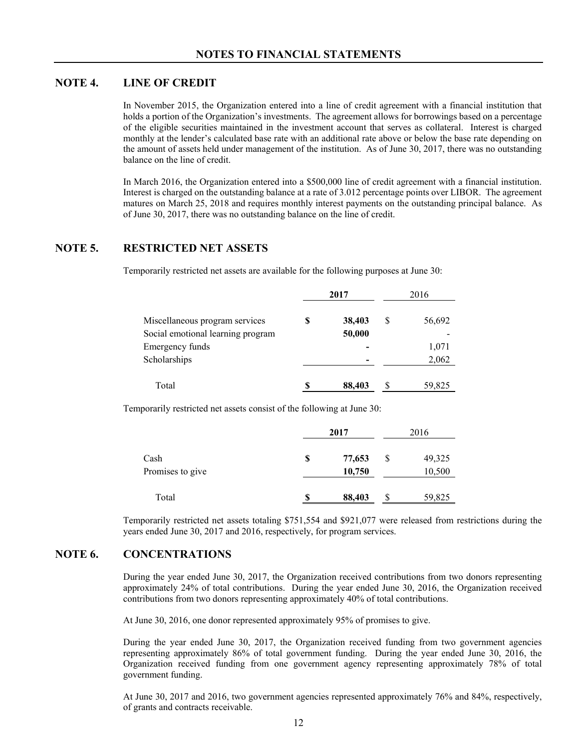# NOTES TO FINANCIAL STATEMENTS

## NOTE 4. LINE OF CREDIT

In November 2015, the Organization entered into a line of credit agreement with a financial institution that holds a portion of the Organization's investments. The agreement allows for borrowings based on a percentage of the eligible securities maintained in the investment account that serves as collateral. Interest is charged monthly at the lender's calculated base rate with an additional rate above or below the base rate depending on the amount of assets held under management of the institution. As of June 30, 2017, there was no outstanding balance on the line of credit.

In March 2016, the Organization entered into a $500,000 line of credit agreement with a financial institution. Interest is charged on the outstanding balance at a rate of 3.012 percentage points over LIBOR. The agreement matures on March 25, 2018 and requires monthly interest payments on the outstanding principal balance. As of June 30, 2017, there was no outstanding balance on the line of credit.

## NOTE 5. RESTRICTED NET ASSETS

Temporarily restricted net assets are available for the following purposes at June 30:

| | **2017** | 2016 |
|---|---|---|
| Miscellaneous program services | **$ 38,403** | $ 56,692 |
| Social emotional learning program | **50,000** | - |
| Emergency funds | **-** | 1,071 |
| Scholarships | **-** | 2,062 |
| Total | **$ 88,403** | $ 59,825 |

Temporarily restricted net assets consist of the following at June 30:

| | **2017** | 2016 |
|---|---|---|
| Cash | **$ 77,653** | $ 49,325 |
| Promises to give | **10,750** | 10,500 |
| Total | **$ 88,403** | $ 59,825 |

Temporarily restricted net assets totaling $751,554 and $921,077 were released from restrictions during the years ended June 30, 2017 and 2016, respectively, for program services.

## NOTE 6. CONCENTRATIONS

During the year ended June 30, 2017, the Organization received contributions from two donors representing approximately 24% of total contributions. During the year ended June 30, 2016, the Organization received contributions from two donors representing approximately 40% of total contributions.

At June 30, 2016, one donor represented approximately 95% of promises to give.

During the year ended June 30, 2017, the Organization received funding from two government agencies representing approximately 86% of total government funding. During the year ended June 30, 2016, the Organization received funding from one government agency representing approximately 78% of total government funding.

At June 30, 2017 and 2016, two government agencies represented approximately 76% and 84%, respectively, of grants and contracts receivable.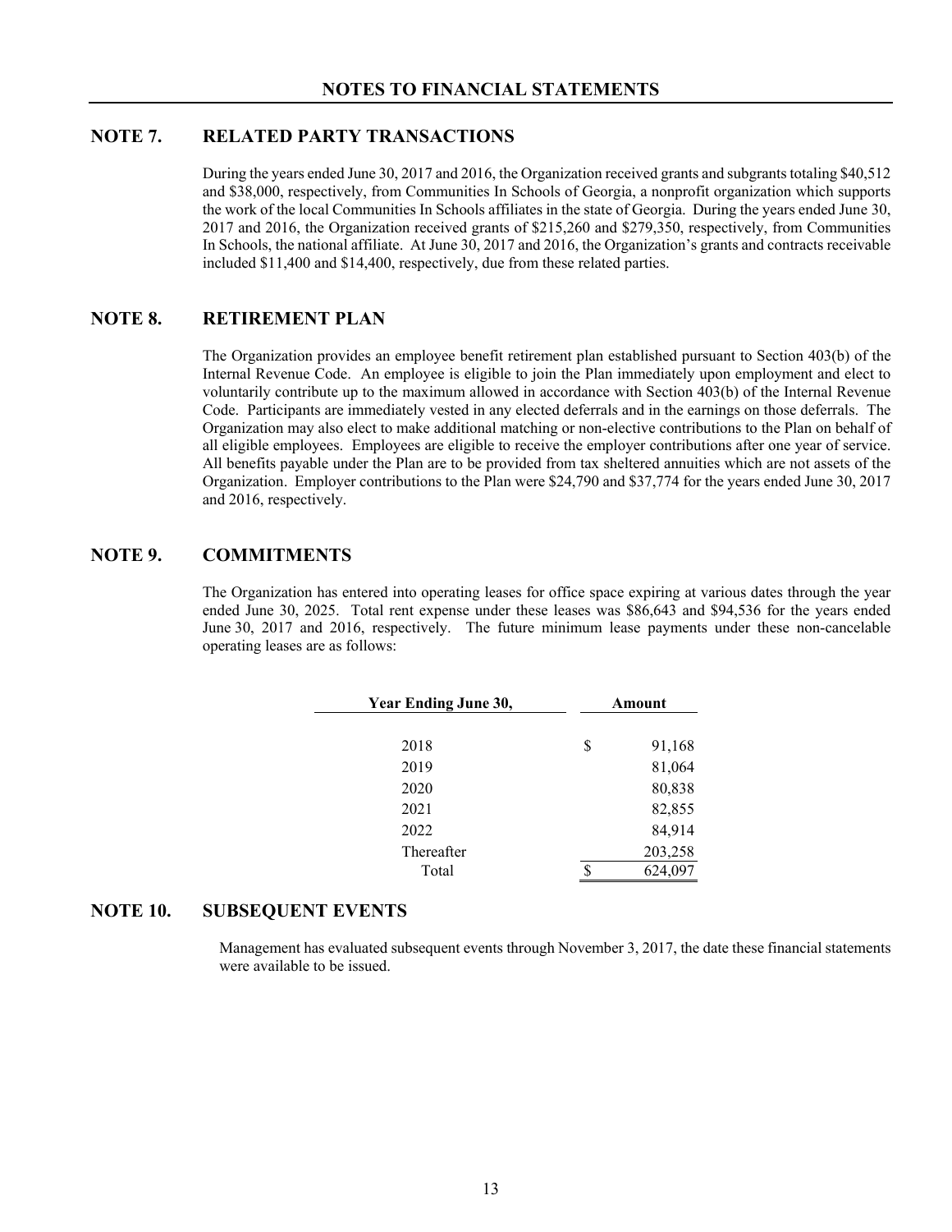# NOTES TO FINANCIAL STATEMENTS

## NOTE 7. RELATED PARTY TRANSACTIONS

During the years ended June 30, 2017 and 2016, the Organization received grants and subgrants totaling $40,512 and $38,000, respectively, from Communities In Schools of Georgia, a nonprofit organization which supports the work of the local Communities In Schools affiliates in the state of Georgia. During the years ended June 30, 2017 and 2016, the Organization received grants of $215,260 and $279,350, respectively, from Communities In Schools, the national affiliate. At June 30, 2017 and 2016, the Organization's grants and contracts receivable included $11,400 and $14,400, respectively, due from these related parties.

## NOTE 8. RETIREMENT PLAN

The Organization provides an employee benefit retirement plan established pursuant to Section 403(b) of the Internal Revenue Code. An employee is eligible to join the Plan immediately upon employment and elect to voluntarily contribute up to the maximum allowed in accordance with Section 403(b) of the Internal Revenue Code. Participants are immediately vested in any elected deferrals and in the earnings on those deferrals. The Organization may also elect to make additional matching or non-elective contributions to the Plan on behalf of all eligible employees. Employees are eligible to receive the employer contributions after one year of service. All benefits payable under the Plan are to be provided from tax sheltered annuities which are not assets of the Organization. Employer contributions to the Plan were $24,790 and $37,774 for the years ended June 30, 2017 and 2016, respectively.

## NOTE 9. COMMITMENTS

The Organization has entered into operating leases for office space expiring at various dates through the year ended June 30, 2025. Total rent expense under these leases was $86,643 and $94,536 for the years ended June 30, 2017 and 2016, respectively. The future minimum lease payments under these non-cancelable operating leases are as follows:

| Year Ending June 30, | Amount |
|---|---|
| 2018 | $ 91,168 |
| 2019 | 81,064 |
| 2020 | 80,838 |
| 2021 | 82,855 |
| 2022 | 84,914 |
| Thereafter | 203,258 |
| Total | $ 624,097 |

## NOTE 10. SUBSEQUENT EVENTS

Management has evaluated subsequent events through November 3, 2017, the date these financial statements were available to be issued.